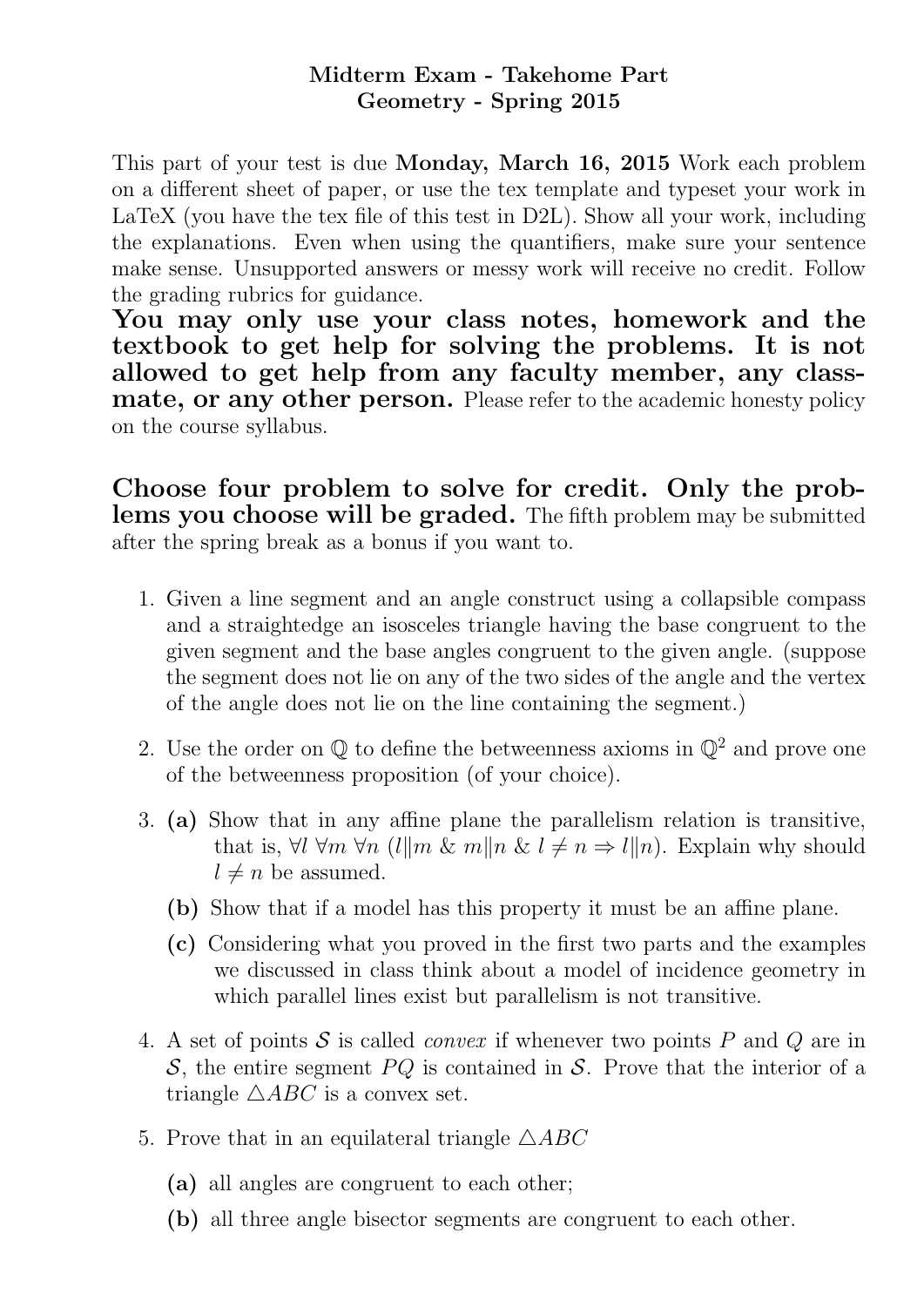**Midterm Exam - Takehome Part**
**Geometry - Spring 2015**

This part of your test is due **Monday, March 16, 2015** Work each problem on a different sheet of paper, or use the tex template and typeset your work in LaTeX (you have the tex file of this test in D2L). Show all your work, including the explanations. Even when using the quantifiers, make sure your sentence make sense. Unsupported answers or messy work will receive no credit. Follow the grading rubrics for guidance.

**You may only use your class notes, homework and the textbook to get help for solving the problems. It is not allowed to get help from any faculty member, any classmate, or any other person.** Please refer to the academic honesty policy on the course syllabus.

**Choose four problem to solve for credit. Only the problems you choose will be graded.** The fifth problem may be submitted after the spring break as a bonus if you want to.

1. Given a line segment and an angle construct using a collapsible compass and a straightedge an isosceles triangle having the base congruent to the given segment and the base angles congruent to the given angle. (suppose the segment does not lie on any of the two sides of the angle and the vertex of the angle does not lie on the line containing the segment.)

2. Use the order on $\mathbb{Q}$ to define the betweenness axioms in $\mathbb{Q}^2$ and prove one of the betweenness proposition (of your choice).

3. **(a)** Show that in any affine plane the parallelism relation is transitive, that is, $\forall l\ \forall m\ \forall n\ (l \| m\ \&\ m \| n\ \&\ l \neq n \Rightarrow l \| n)$. Explain why should $l \neq n$ be assumed.

   **(b)** Show that if a model has this property it must be an affine plane.

   **(c)** Considering what you proved in the first two parts and the examples we discussed in class think about a model of incidence geometry in which parallel lines exist but parallelism is not transitive.

4. A set of points $\mathcal{S}$ is called *convex* if whenever two points $P$ and $Q$ are in $\mathcal{S}$, the entire segment $PQ$ is contained in $\mathcal{S}$. Prove that the interior of a triangle $\triangle ABC$ is a convex set.

5. Prove that in an equilateral triangle $\triangle ABC$

   **(a)** all angles are congruent to each other;

   **(b)** all three angle bisector segments are congruent to each other.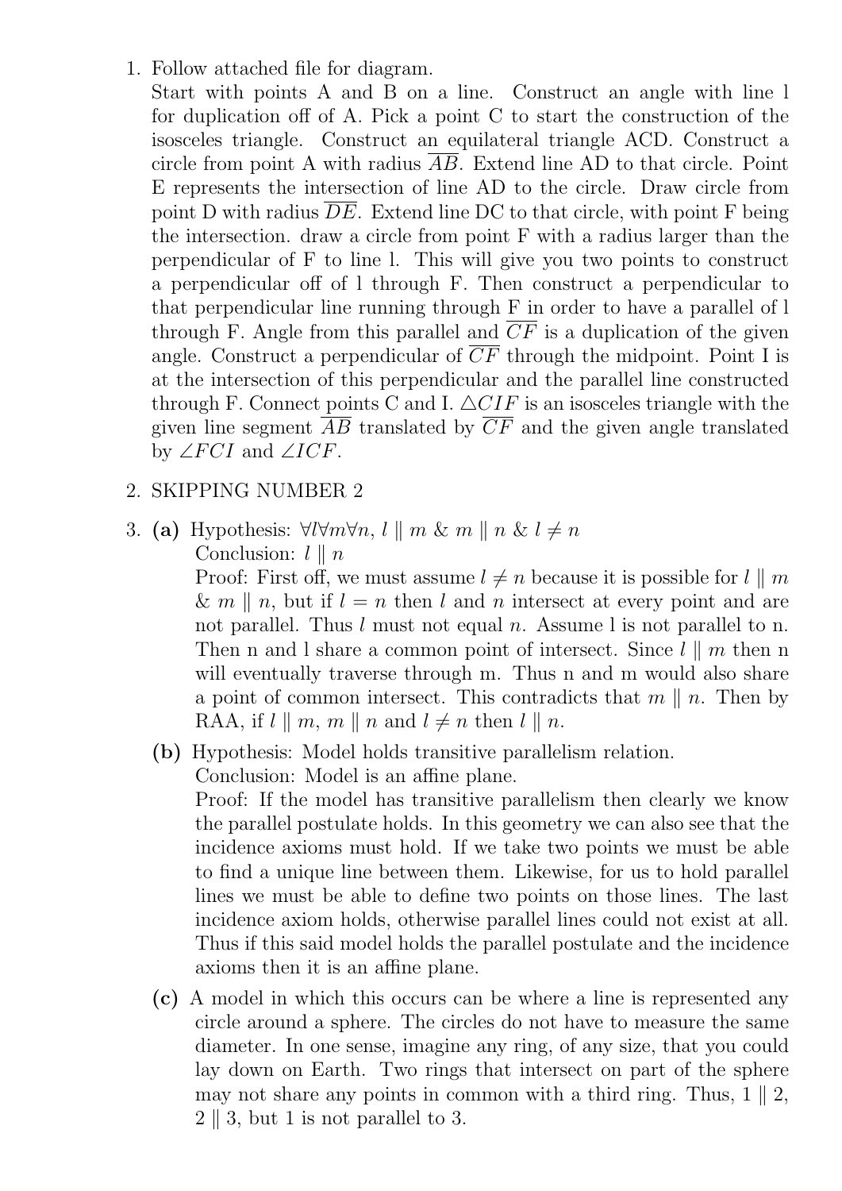1. Follow attached file for diagram.
   Start with points A and B on a line. Construct an angle with line l for duplication off of A. Pick a point C to start the construction of the isosceles triangle. Construct an equilateral triangle ACD. Construct a circle from point A with radius $\overline{AB}$. Extend line AD to that circle. Point E represents the intersection of line AD to the circle. Draw circle from point D with radius $\overline{DE}$. Extend line DC to that circle, with point F being the intersection. draw a circle from point F with a radius larger than the perpendicular of F to line l. This will give you two points to construct a perpendicular off of l through F. Then construct a perpendicular to that perpendicular line running through F in order to have a parallel of l through F. Angle from this parallel and $\overline{CF}$ is a duplication of the given angle. Construct a perpendicular of $\overline{CF}$ through the midpoint. Point I is at the intersection of this perpendicular and the parallel line constructed through F. Connect points C and I. $\triangle CIF$ is an isosceles triangle with the given line segment $\overline{AB}$ translated by $\overline{CF}$ and the given angle translated by $\angle FCI$ and $\angle ICF$.

2. SKIPPING NUMBER 2

3. **(a)** Hypothesis: $\forall l \forall m \forall n$, $l \parallel m$ & $m \parallel n$ & $l \neq n$
   Conclusion: $l \parallel n$
   Proof: First off, we must assume $l \neq n$ because it is possible for $l \parallel m$ & $m \parallel n$, but if $l = n$ then $l$ and $n$ intersect at every point and are not parallel. Thus $l$ must not equal $n$. Assume l is not parallel to n. Then n and l share a common point of intersect. Since $l \parallel m$ then n will eventually traverse through m. Thus n and m would also share a point of common intersect. This contradicts that $m \parallel n$. Then by RAA, if $l \parallel m$, $m \parallel n$ and $l \neq n$ then $l \parallel n$.

   **(b)** Hypothesis: Model holds transitive parallelism relation.
   Conclusion: Model is an affine plane.
   Proof: If the model has transitive parallelism then clearly we know the parallel postulate holds. In this geometry we can also see that the incidence axioms must hold. If we take two points we must be able to find a unique line between them. Likewise, for us to hold parallel lines we must be able to define two points on those lines. The last incidence axiom holds, otherwise parallel lines could not exist at all. Thus if this said model holds the parallel postulate and the incidence axioms then it is an affine plane.

   **(c)** A model in which this occurs can be where a line is represented any circle around a sphere. The circles do not have to measure the same diameter. In one sense, imagine any ring, of any size, that you could lay down on Earth. Two rings that intersect on part of the sphere may not share any points in common with a third ring. Thus, $1 \parallel 2$, $2 \parallel 3$, but 1 is not parallel to 3.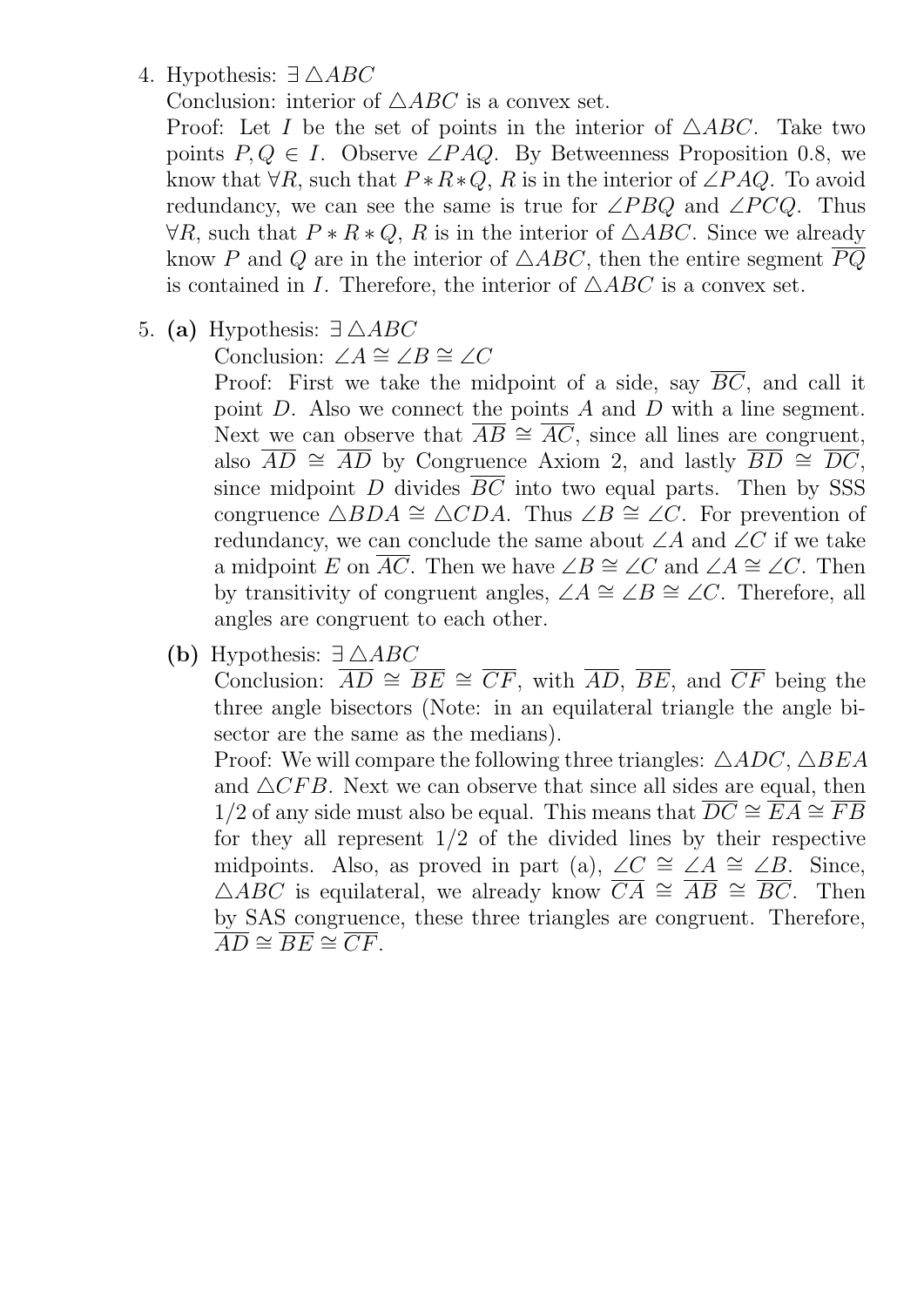4. Hypothesis: $\exists \triangle ABC$
   Conclusion: interior of $\triangle ABC$ is a convex set.
   Proof: Let $I$ be the set of points in the interior of $\triangle ABC$. Take two points $P, Q \in I$. Observe $\angle PAQ$. By Betweenness Proposition 0.8, we know that $\forall R$, such that $P * R * Q$, $R$ is in the interior of $\angle PAQ$. To avoid redundancy, we can see the same is true for $\angle PBQ$ and $\angle PCQ$. Thus $\forall R$, such that $P * R * Q$, $R$ is in the interior of $\triangle ABC$. Since we already know $P$ and $Q$ are in the interior of $\triangle ABC$, then the entire segment $\overline{PQ}$ is contained in $I$. Therefore, the interior of $\triangle ABC$ is a convex set.

5. **(a)** Hypothesis: $\exists \triangle ABC$
   Conclusion: $\angle A \cong \angle B \cong \angle C$
   Proof: First we take the midpoint of a side, say $\overline{BC}$, and call it point $D$. Also we connect the points $A$ and $D$ with a line segment. Next we can observe that $\overline{AB} \cong \overline{AC}$, since all lines are congruent, also $\overline{AD} \cong \overline{AD}$ by Congruence Axiom 2, and lastly $\overline{BD} \cong \overline{DC}$, since midpoint $D$ divides $\overline{BC}$ into two equal parts. Then by SSS congruence $\triangle BDA \cong \triangle CDA$. Thus $\angle B \cong \angle C$. For prevention of redundancy, we can conclude the same about $\angle A$ and $\angle C$ if we take a midpoint $E$ on $\overline{AC}$. Then we have $\angle B \cong \angle C$ and $\angle A \cong \angle C$. Then by transitivity of congruent angles, $\angle A \cong \angle B \cong \angle C$. Therefore, all angles are congruent to each other.

   **(b)** Hypothesis: $\exists \triangle ABC$
   Conclusion: $\overline{AD} \cong \overline{BE} \cong \overline{CF}$, with $\overline{AD}$, $\overline{BE}$, and $\overline{CF}$ being the three angle bisectors (Note: in an equilateral triangle the angle bisector are the same as the medians).
   Proof: We will compare the following three triangles: $\triangle ADC$, $\triangle BEA$ and $\triangle CFB$. Next we can observe that since all sides are equal, then 1/2 of any side must also be equal. This means that $\overline{DC} \cong \overline{EA} \cong \overline{FB}$ for they all represent 1/2 of the divided lines by their respective midpoints. Also, as proved in part (a), $\angle C \cong \angle A \cong \angle B$. Since, $\triangle ABC$ is equilateral, we already know $\overline{CA} \cong \overline{AB} \cong \overline{BC}$. Then by SAS congruence, these three triangles are congruent. Therefore, $\overline{AD} \cong \overline{BE} \cong \overline{CF}$.